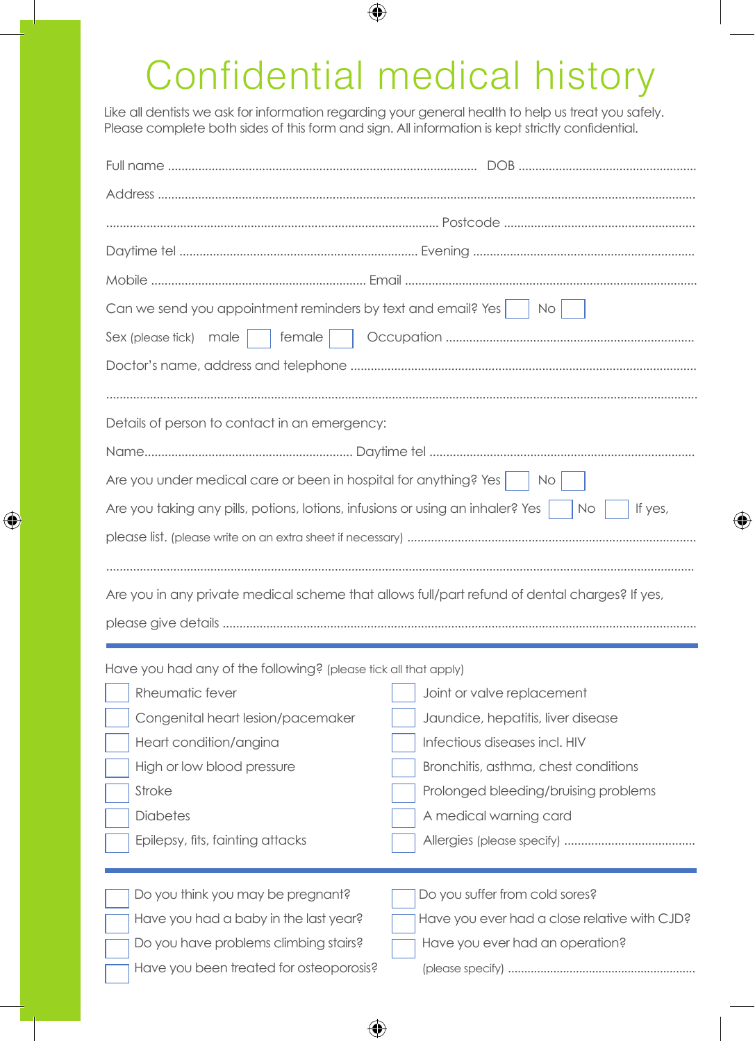# Confidential medical history

Like all dentists we ask for information regarding your general health to help us treat you safely. Please complete both sides of this form and sign. All information is kept strictly confidential.

Full name ........................................................................................ DOB ....................................................

Address ..........................................................................................................................................................

........................................................................................................ Postcode ........................................................

Daytime tel ...................................................................... Evening ..................................................................

Mobile ............................................................... Email ......................................................................................

Can we send you appointment reminders by text and email? Yes ☐ No ☐

Sex (please tick) male ☐ female ☐ Occupation ........................................................................

Doctor's name, address and telephone ..................................................................................................

......................................................................................................................................................................

Details of person to contact in an emergency:

Name............................................................ Daytime tel ..............................................................................

Are you under medical care or been in hospital for anything? Yes ☐ No ☐

Are you taking any pills, potions, lotions, infusions or using an inhaler? Yes ☐ No ☐ If yes, please list. (please write on an extra sheet if necessary) ....................................................................................

......................................................................................................................................................................

Are you in any private medical scheme that allows full/part refund of dental charges? If yes, please give details ..........................................................................................................................................

---

Have you had any of the following? (please tick all that apply)

- ☐ Rheumatic fever
- ☐ Congenital heart lesion/pacemaker
- ☐ Heart condition/angina
- ☐ High or low blood pressure
- ☐ Stroke
- ☐ Diabetes
- ☐ Epilepsy, fits, fainting attacks
- ☐ Joint or valve replacement
- ☐ Jaundice, hepatitis, liver disease
- ☐ Infectious diseases incl. HIV
- ☐ Bronchitis, asthma, chest conditions
- ☐ Prolonged bleeding/bruising problems
- ☐ A medical warning card
- ☐ Allergies (please specify) ......................................

---

- ☐ Do you think you may be pregnant?
- ☐ Have you had a baby in the last year?
- ☐ Do you have problems climbing stairs?
- ☐ Have you been treated for osteoporosis?
- ☐ Do you suffer from cold sores?
- ☐ Have you ever had a close relative with CJD?
- ☐ Have you ever had an operation? (please specify) ........................................................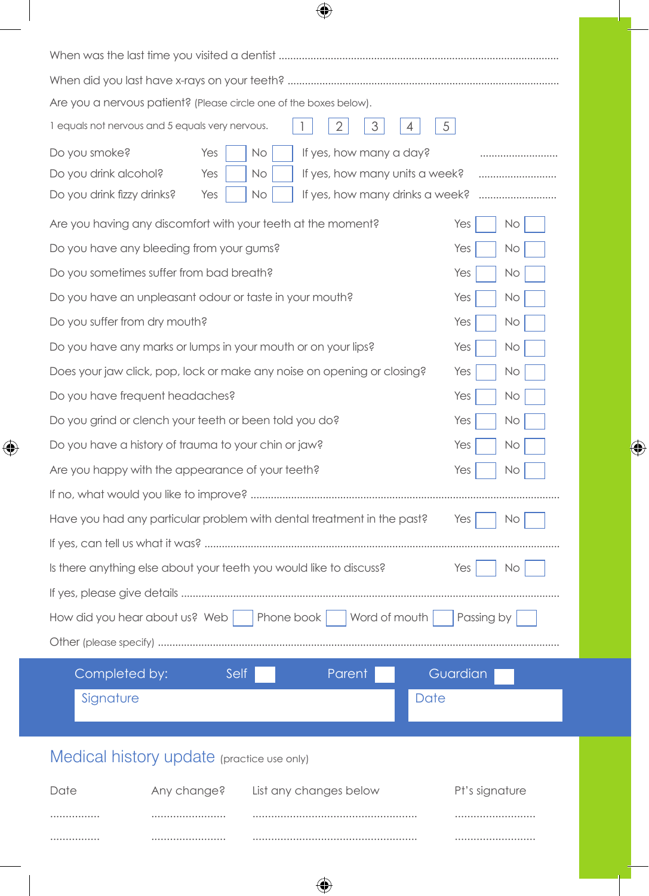When was the last time you visited a dentist ..........................................................................................

When did you last have x-rays on your teeth? ..........................................................................................

Are you a nervous patient? (Please circle one of the boxes below).

1 equals not nervous and 5 equals very nervous. 1 2 3 4 5

| | | | |
|---|---|---|---|
| Do you smoke? | Yes ☐ No ☐ | If yes, how many a day? | .......................... |
| Do you drink alcohol? | Yes ☐ No ☐ | If yes, how many units a week? | .......................... |
| Do you drink fizzy drinks? | Yes ☐ No ☐ | If yes, how many drinks a week? | .......................... |

| | | |
|---|---|---|
| Are you having any discomfort with your teeth at the moment? | Yes ☐ | No ☐ |
| Do you have any bleeding from your gums? | Yes ☐ | No ☐ |
| Do you sometimes suffer from bad breath? | Yes ☐ | No ☐ |
| Do you have an unpleasant odour or taste in your mouth? | Yes ☐ | No ☐ |
| Do you suffer from dry mouth? | Yes ☐ | No ☐ |
| Do you have any marks or lumps in your mouth or on your lips? | Yes ☐ | No ☐ |
| Does your jaw click, pop, lock or make any noise on opening or closing? | Yes ☐ | No ☐ |
| Do you have frequent headaches? | Yes ☐ | No ☐ |
| Do you grind or clench your teeth or been told you do? | Yes ☐ | No ☐ |
| Do you have a history of trauma to your chin or jaw? | Yes ☐ | No ☐ |
| Are you happy with the appearance of your teeth? | Yes ☐ | No ☐ |

If no, what would you like to improve? ..........................................................................................

Have you had any particular problem with dental treatment in the past? Yes ☐ No ☐

If yes, can tell us what it was? ..........................................................................................

Is there anything else about your teeth you would like to discuss? Yes ☐ No ☐

If yes, please give details ..........................................................................................

How did you hear about us? Web ☐ Phone book ☐ Word of mouth ☐ Passing by ☐

Other (please specify) ..........................................................................................

Completed by: Self ☐ Parent ☐ Guardian ☐

Signature

Date

## Medical history update (practice use only)

| Date | Any change? | List any changes below | Pt's signature |
|---|---|---|---|
| ................ | ........................ | ...................................................... | .......................... |
| ................ | ........................ | ...................................................... | .......................... |